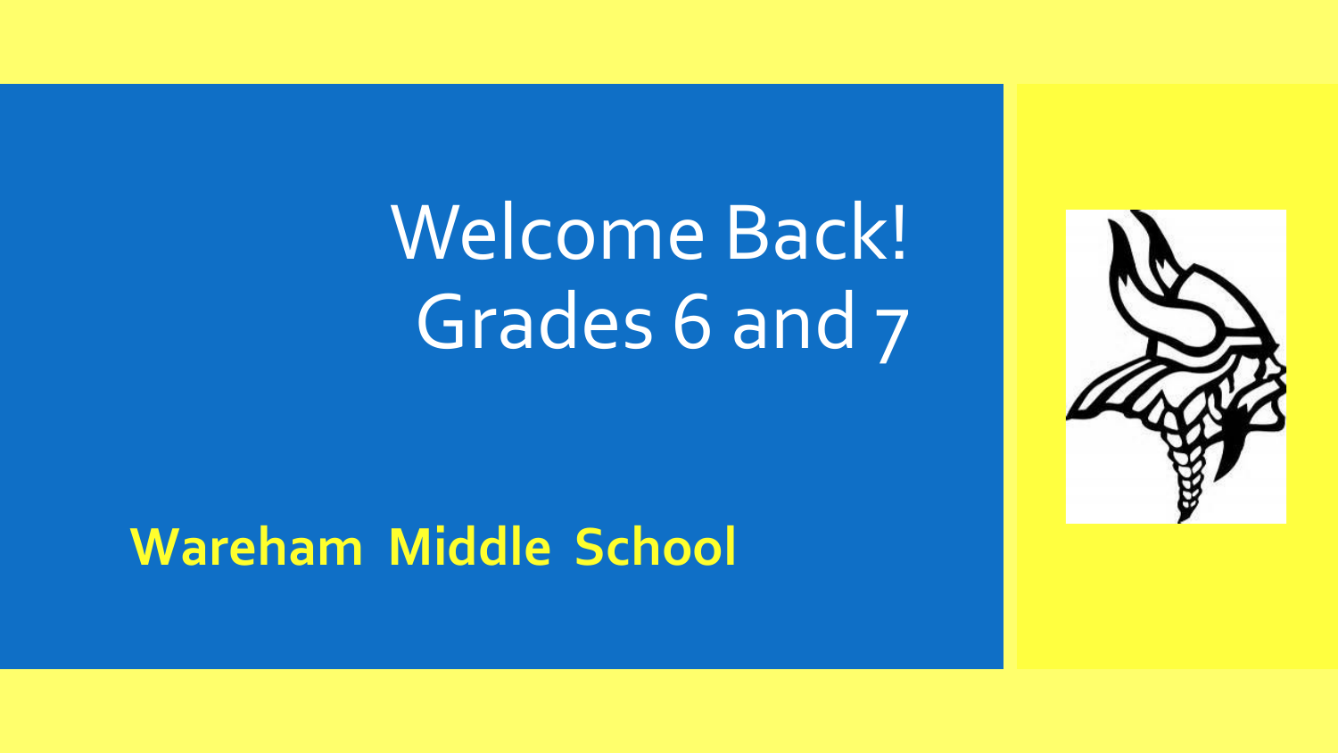# Welcome Back!
# Grades 6 and 7

**Wareham Middle School**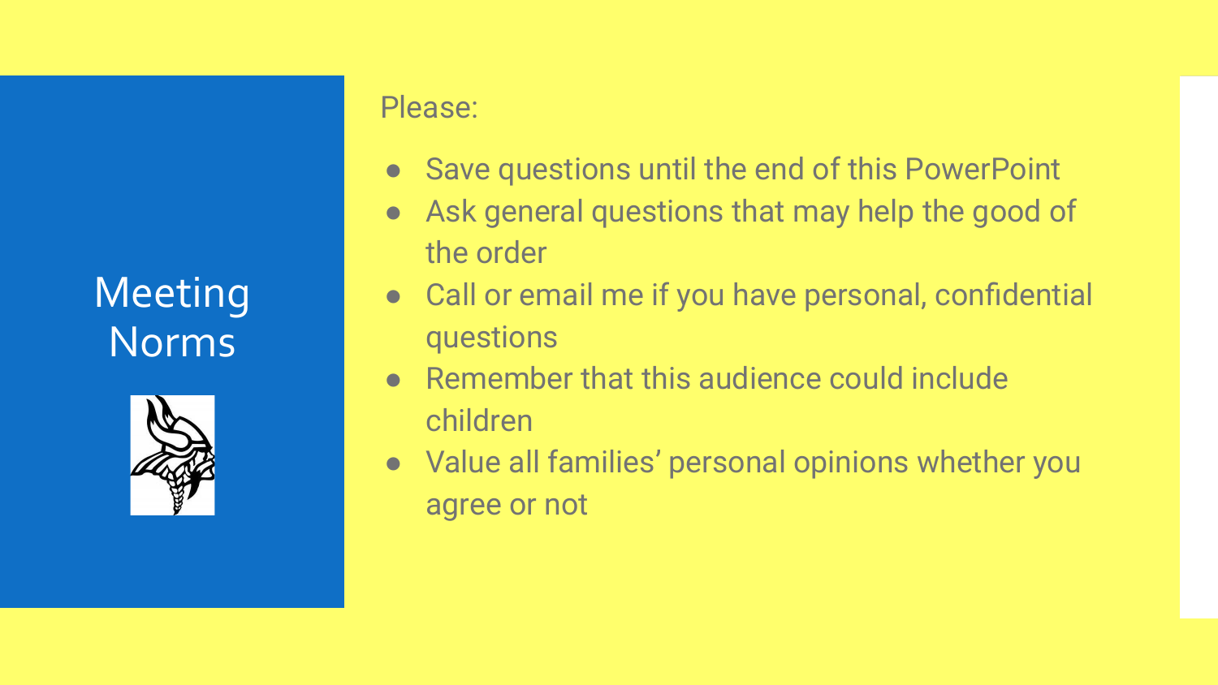# Meeting Norms

Please:

- Save questions until the end of this PowerPoint
- Ask general questions that may help the good of the order
- Call or email me if you have personal, confidential questions
- Remember that this audience could include children
- Value all families' personal opinions whether you agree or not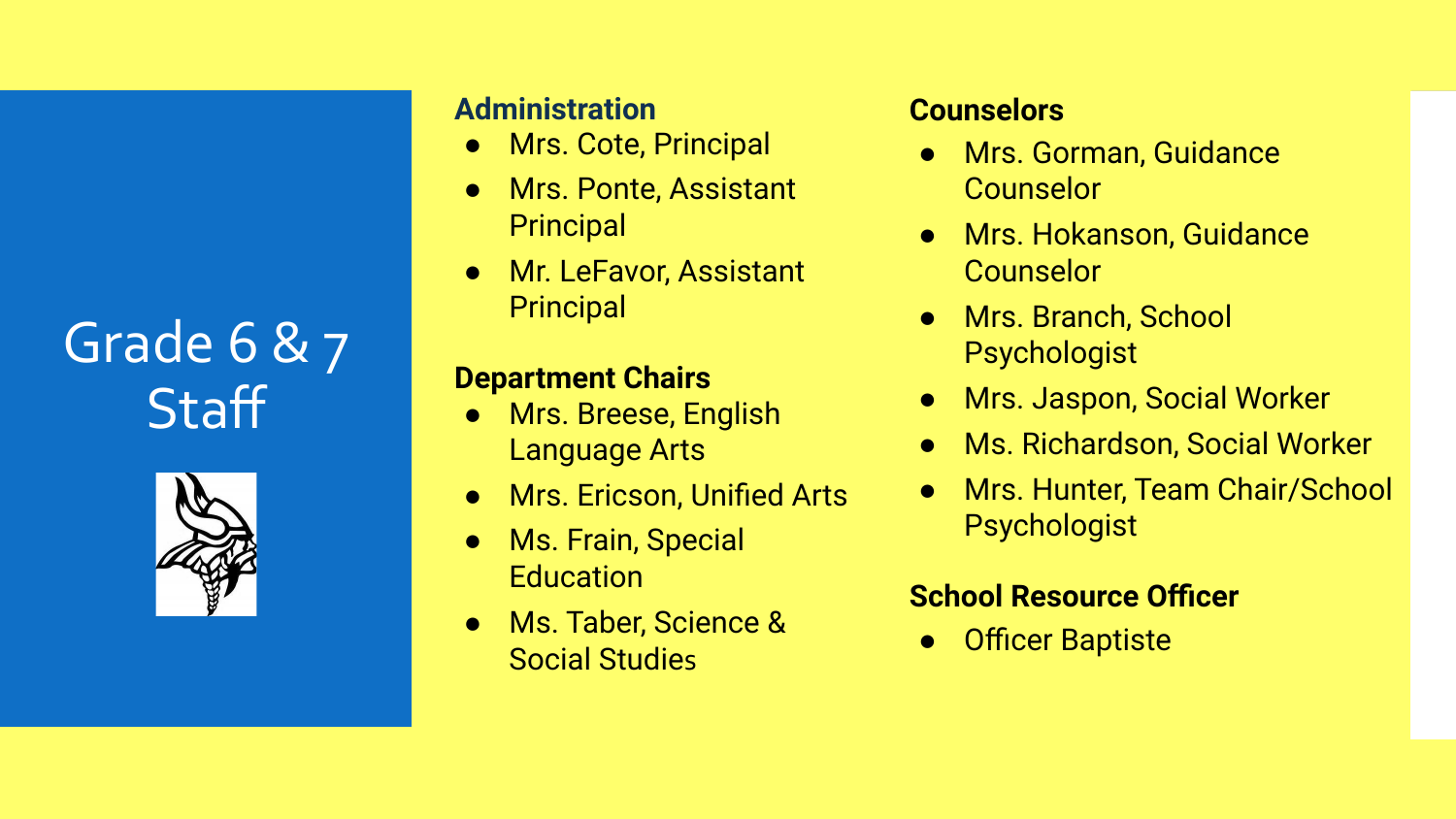# Grade 6 & 7 Staff

## Administration

- Mrs. Cote, Principal
- Mrs. Ponte, Assistant Principal
- Mr. LeFavor, Assistant Principal

## Department Chairs

- Mrs. Breese, English Language Arts
- Mrs. Ericson, Unified Arts
- Ms. Frain, Special Education
- Ms. Taber, Science & Social Studies

## Counselors

- Mrs. Gorman, Guidance Counselor
- Mrs. Hokanson, Guidance Counselor
- Mrs. Branch, School Psychologist
- Mrs. Jaspon, Social Worker
- Ms. Richardson, Social Worker
- Mrs. Hunter, Team Chair/School Psychologist

## School Resource Officer

- Officer Baptiste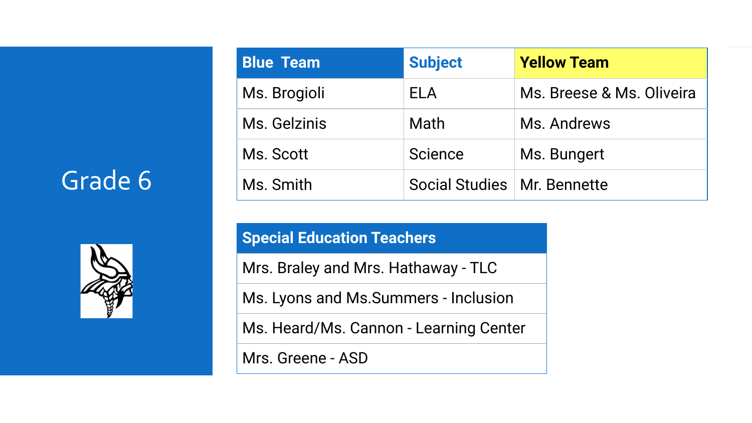# Grade 6

| Blue Team | Subject | Yellow Team |
| --- | --- | --- |
| Ms. Brogioli | ELA | Ms. Breese & Ms. Oliveira |
| Ms. Gelzinis | Math | Ms. Andrews |
| Ms. Scott | Science | Ms. Bungert |
| Ms. Smith | Social Studies | Mr. Bennette |

| Special Education Teachers |
| --- |
| Mrs. Braley and Mrs. Hathaway - TLC |
| Ms. Lyons and Ms.Summers - Inclusion |
| Ms. Heard/Ms. Cannon - Learning Center |
| Mrs. Greene - ASD |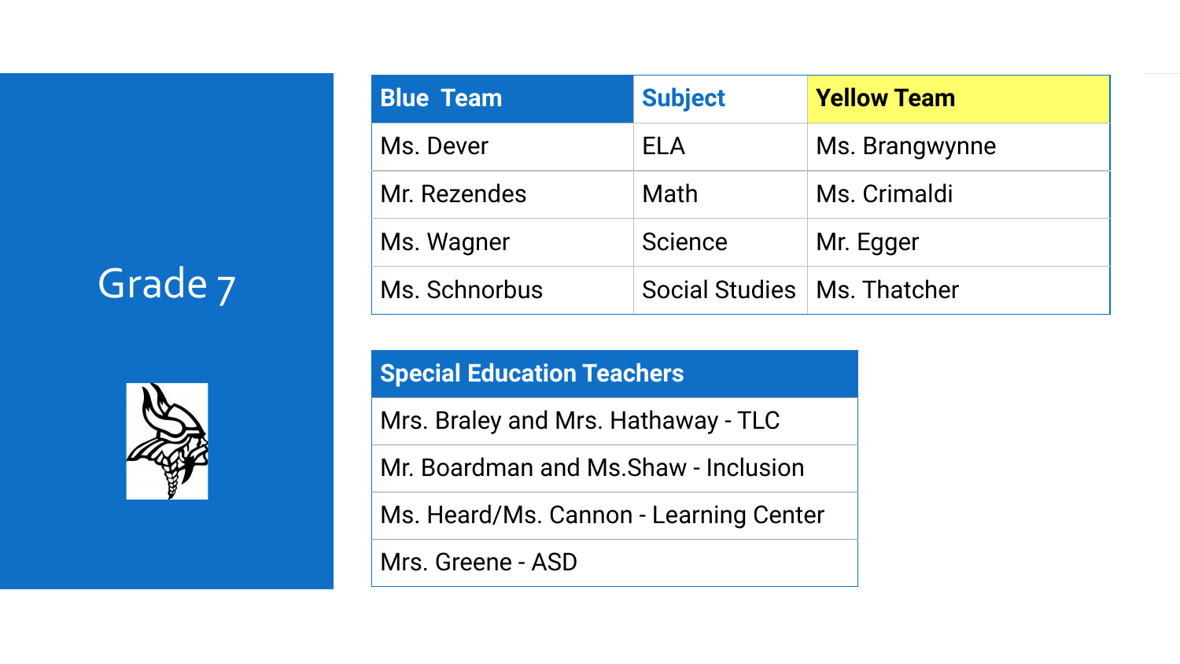# Grade 7

| Blue Team | Subject | Yellow Team |
| --- | --- | --- |
| Ms. Dever | ELA | Ms. Brangwynne |
| Mr. Rezendes | Math | Ms. Crimaldi |
| Ms. Wagner | Science | Mr. Egger |
| Ms. Schnorbus | Social Studies | Ms. Thatcher |

| Special Education Teachers |
| --- |
| Mrs. Braley and Mrs. Hathaway - TLC |
| Mr. Boardman and Ms.Shaw - Inclusion |
| Ms. Heard/Ms. Cannon - Learning Center |
| Mrs. Greene - ASD |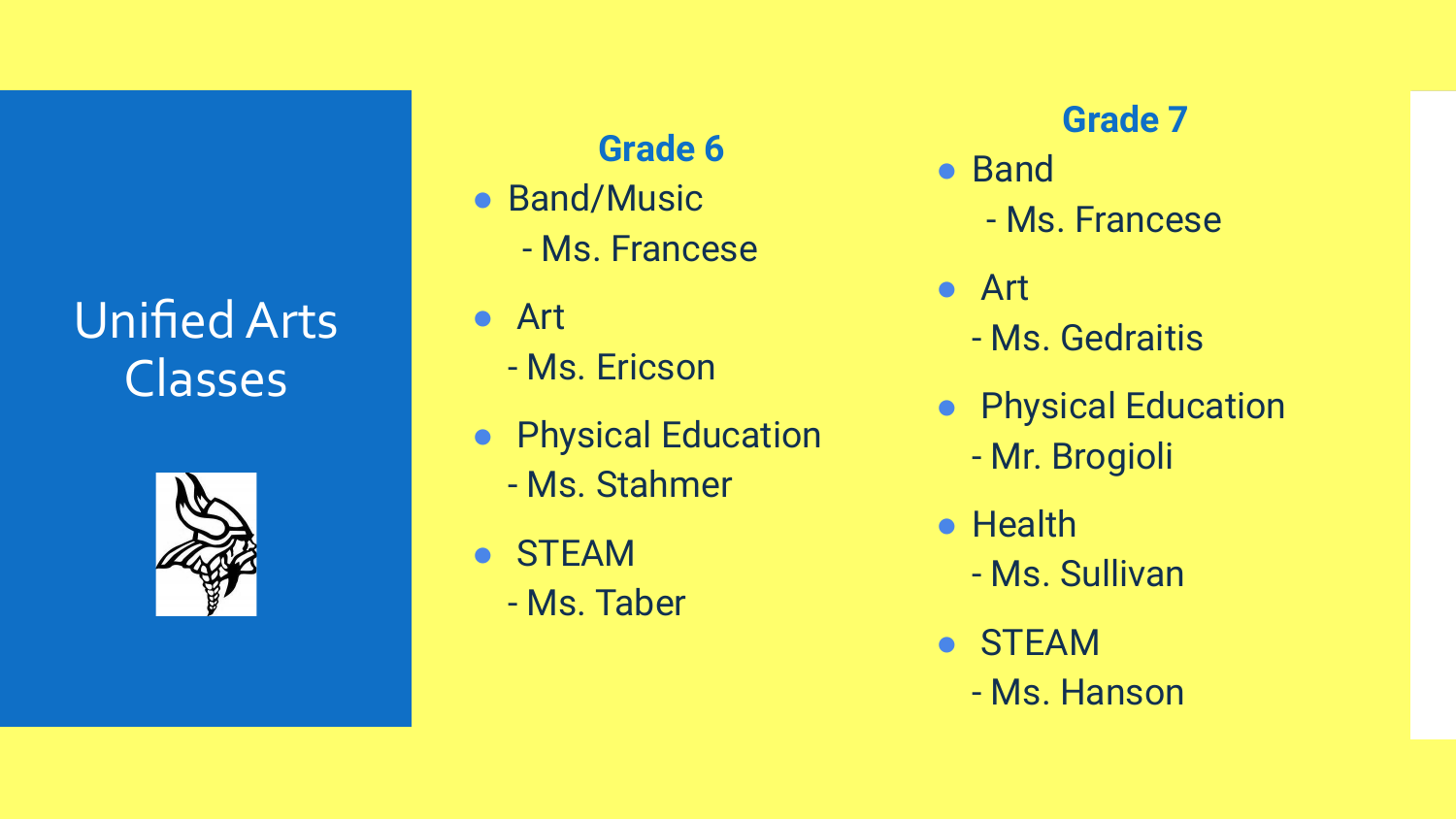# Unified Arts Classes

## Grade 6

- Band/Music
  - Ms. Francese
- Art
  - Ms. Ericson
- Physical Education
  - Ms. Stahmer
- STEAM
  - Ms. Taber

## Grade 7

- Band
  - Ms. Francese
- Art
  - Ms. Gedraitis
- Physical Education
  - Mr. Brogioli
- Health
  - Ms. Sullivan
- STEAM
  - Ms. Hanson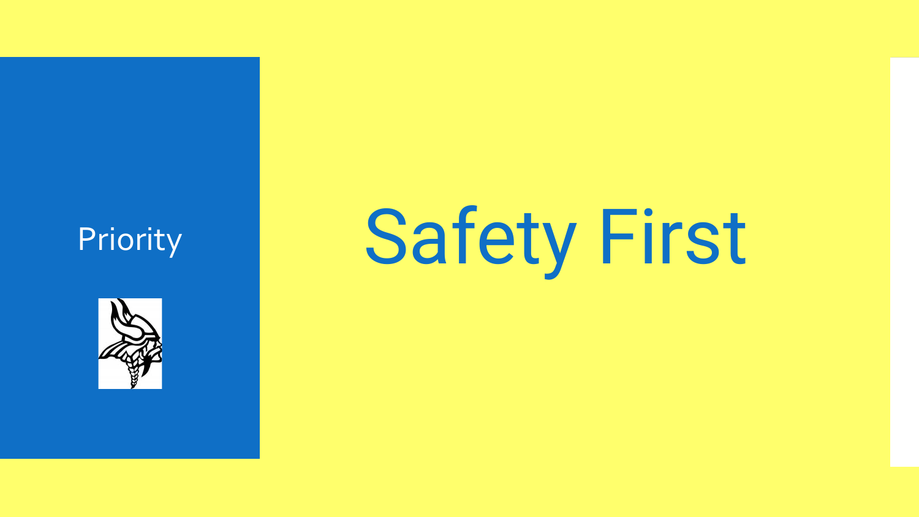Priority

# Safety First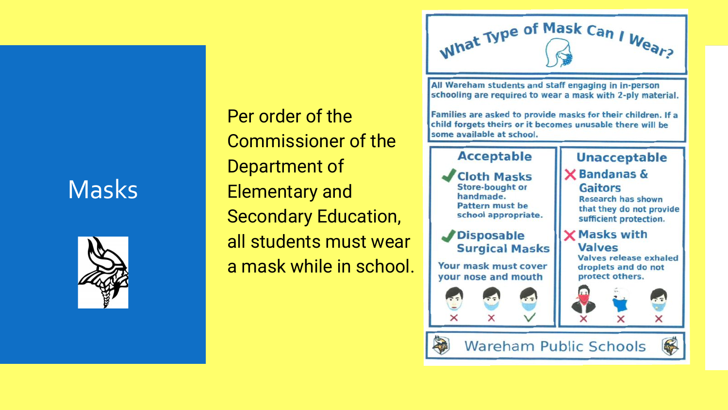# Masks

Per order of the Commissioner of the Department of Elementary and Secondary Education, all students must wear a mask while in school.

## What Type of Mask Can I Wear?

All Wareham students and staff engaging in in-person schooling are required to wear a mask with 2-ply material.

Families are asked to provide masks for their children. If a child forgets theirs or it becomes unusable there will be some available at school.

### Acceptable

✓ **Cloth Masks**
Store-bought or handmade. Pattern must be school appropriate.

✓ **Disposable Surgical Masks**

Your mask must cover your nose and mouth

### Unacceptable

✗ **Bandanas & Gaitors**
Research has shown that they do not provide sufficient protection.

✗ **Masks with Valves**
Valves release exhaled droplets and do not protect others.

Wareham Public Schools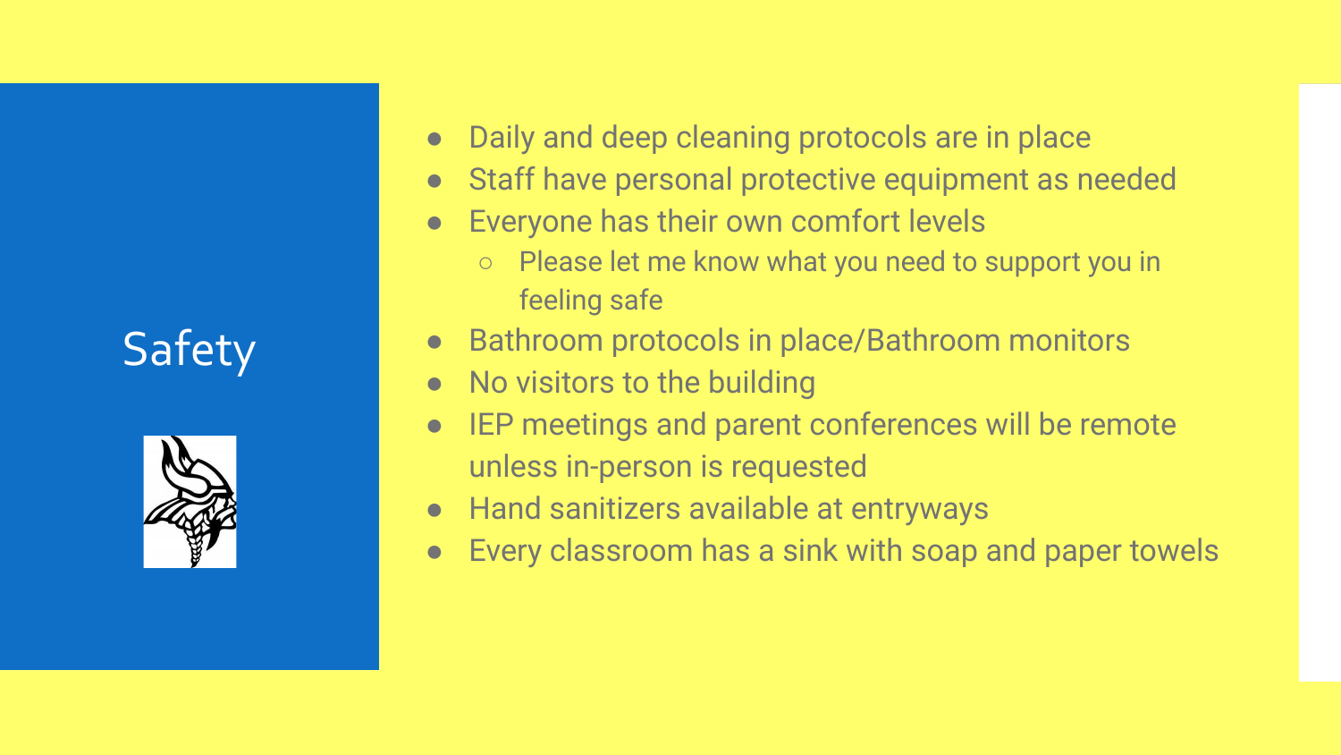# Safety

- Daily and deep cleaning protocols are in place
- Staff have personal protective equipment as needed
- Everyone has their own comfort levels
  - Please let me know what you need to support you in feeling safe
- Bathroom protocols in place/Bathroom monitors
- No visitors to the building
- IEP meetings and parent conferences will be remote unless in-person is requested
- Hand sanitizers available at entryways
- Every classroom has a sink with soap and paper towels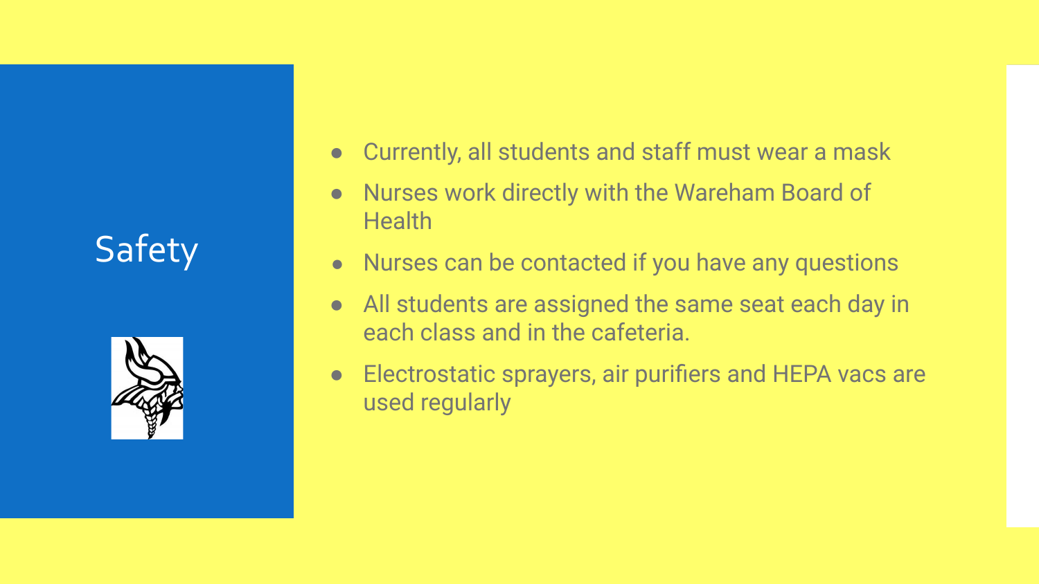# Safety

- Currently, all students and staff must wear a mask
- Nurses work directly with the Wareham Board of Health
- Nurses can be contacted if you have any questions
- All students are assigned the same seat each day in each class and in the cafeteria.
- Electrostatic sprayers, air purifiers and HEPA vacs are used regularly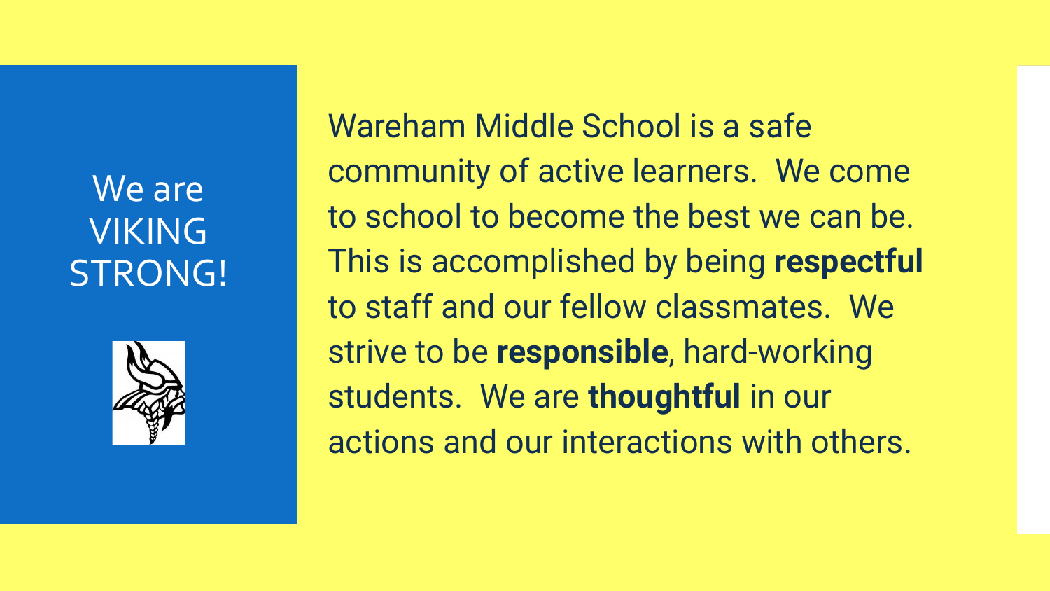# We are VIKING STRONG!

Wareham Middle School is a safe community of active learners. We come to school to become the best we can be. This is accomplished by being **respectful** to staff and our fellow classmates. We strive to be **responsible**, hard-working students. We are **thoughtful** in our actions and our interactions with others.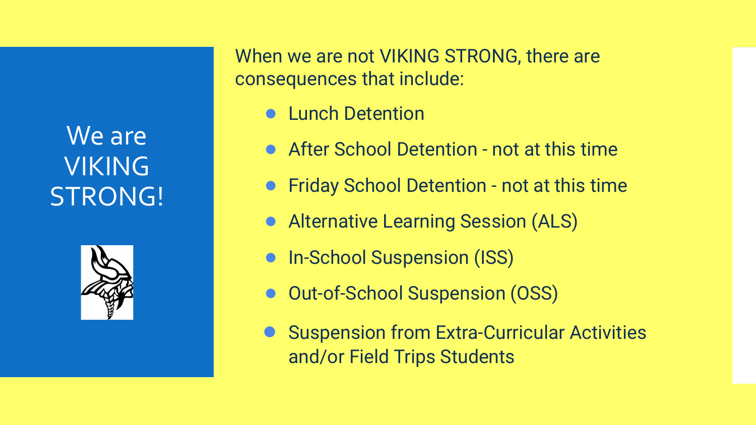# We are VIKING STRONG!

When we are not VIKING STRONG, there are consequences that include:

- Lunch Detention
- After School Detention - not at this time
- Friday School Detention - not at this time
- Alternative Learning Session (ALS)
- In-School Suspension (ISS)
- Out-of-School Suspension (OSS)
- Suspension from Extra-Curricular Activities and/or Field Trips Students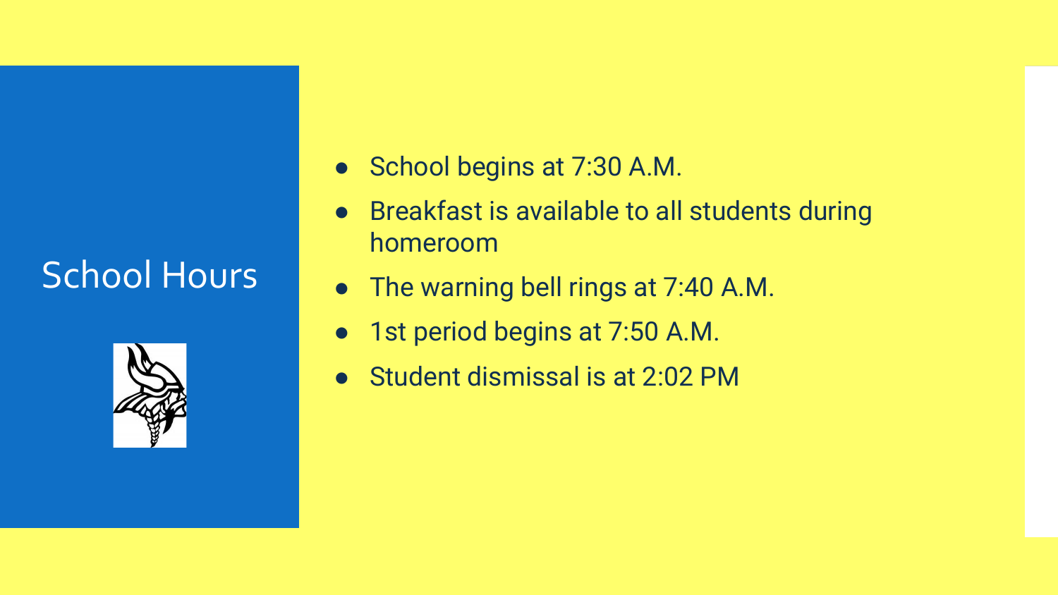# School Hours

- School begins at 7:30 A.M.
- Breakfast is available to all students during homeroom
- The warning bell rings at 7:40 A.M.
- 1st period begins at 7:50 A.M.
- Student dismissal is at 2:02 PM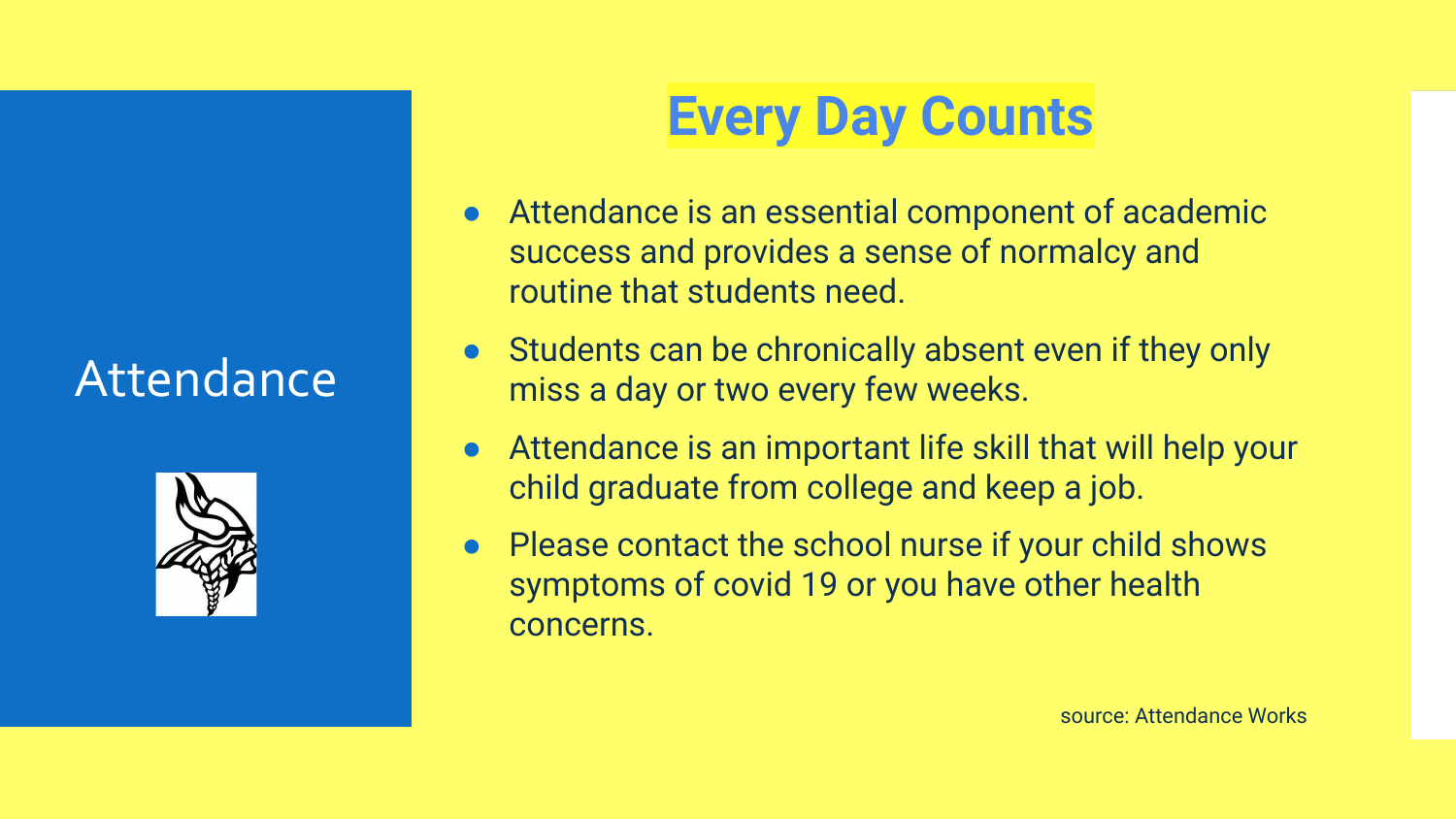# Attendance

## Every Day Counts

- Attendance is an essential component of academic success and provides a sense of normalcy and routine that students need.
- Students can be chronically absent even if they only miss a day or two every few weeks.
- Attendance is an important life skill that will help your child graduate from college and keep a job.
- Please contact the school nurse if your child shows symptoms of covid 19 or you have other health concerns.

source: Attendance Works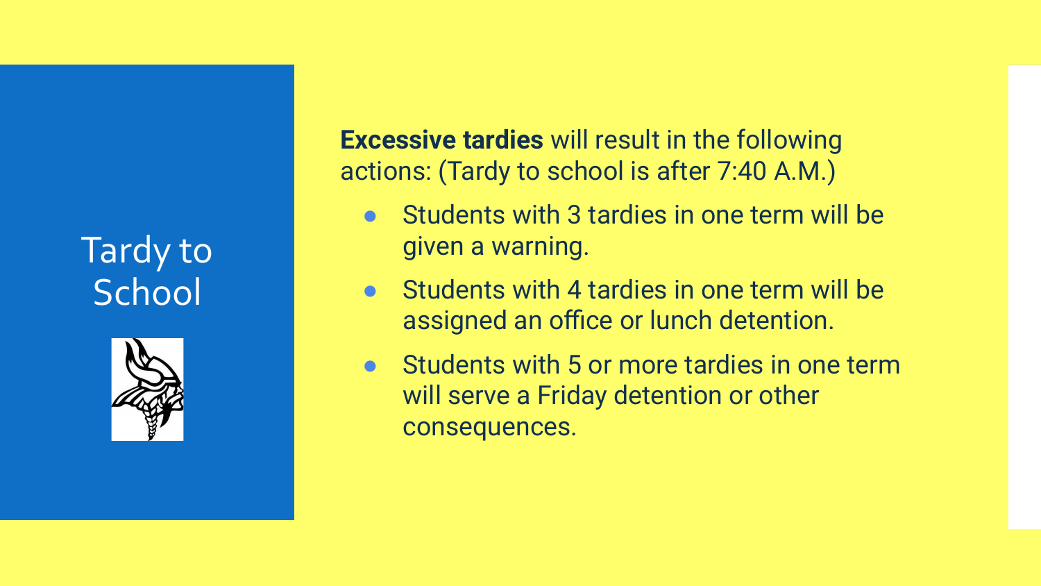# Tardy to School

**Excessive tardies** will result in the following actions: (Tardy to school is after 7:40 A.M.)

- Students with 3 tardies in one term will be given a warning.
- Students with 4 tardies in one term will be assigned an office or lunch detention.
- Students with 5 or more tardies in one term will serve a Friday detention or other consequences.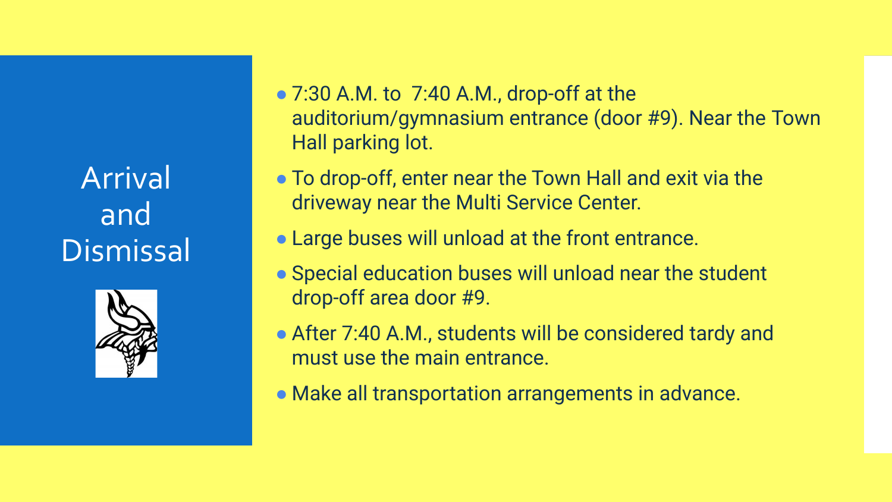# Arrival and Dismissal

- 7:30 A.M. to 7:40 A.M., drop-off at the auditorium/gymnasium entrance (door #9). Near the Town Hall parking lot.
- To drop-off, enter near the Town Hall and exit via the driveway near the Multi Service Center.
- Large buses will unload at the front entrance.
- Special education buses will unload near the student drop-off area door #9.
- After 7:40 A.M., students will be considered tardy and must use the main entrance.
- Make all transportation arrangements in advance.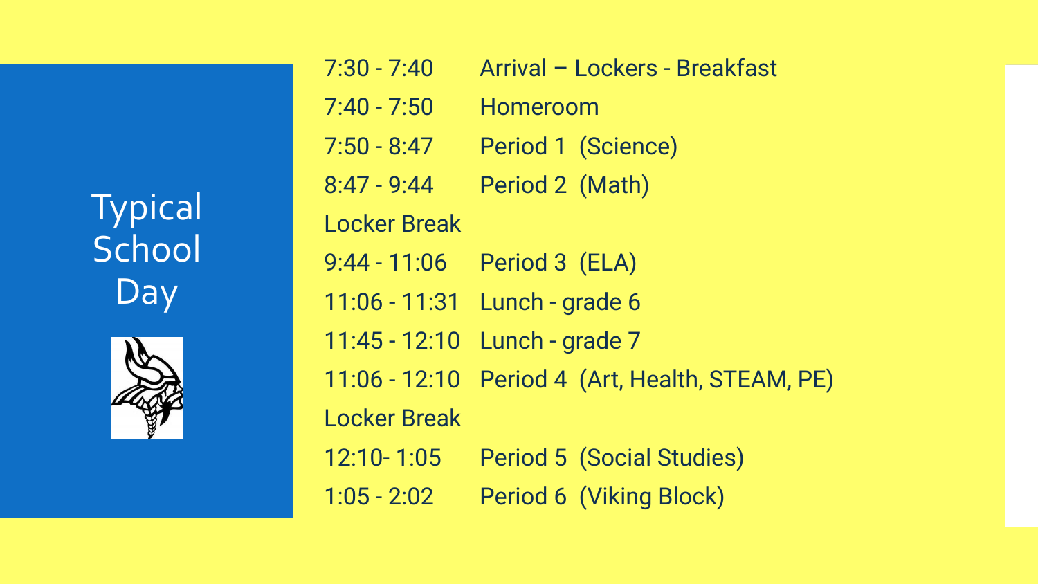# Typical School Day

| | |
|---|---|
| 7:30 - 7:40 | Arrival – Lockers - Breakfast |
| 7:40 - 7:50 | Homeroom |
| 7:50 - 8:47 | Period 1 (Science) |
| 8:47 - 9:44 | Period 2 (Math) |
| Locker Break | |
| 9:44 - 11:06 | Period 3 (ELA) |
| 11:06 - 11:31 | Lunch - grade 6 |
| 11:45 - 12:10 | Lunch - grade 7 |
| 11:06 - 12:10 | Period 4 (Art, Health, STEAM, PE) |
| Locker Break | |
| 12:10- 1:05 | Period 5 (Social Studies) |
| 1:05 - 2:02 | Period 6 (Viking Block) |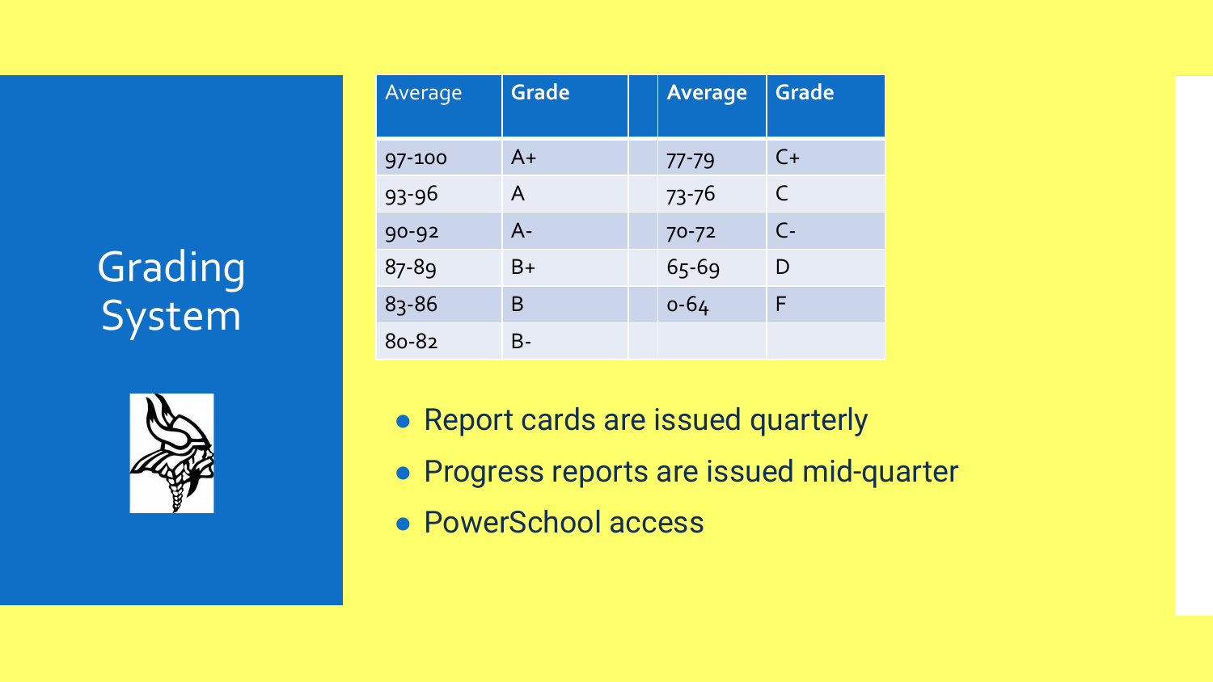# Grading System

| Average | Grade | | Average | Grade |
|---|---|---|---|---|
| 97-100 | A+ | | 77-79 | C+ |
| 93-96 | A | | 73-76 | C |
| 90-92 | A- | | 70-72 | C- |
| 87-89 | B+ | | 65-69 | D |
| 83-86 | B | | 0-64 | F |
| 80-82 | B- | | | |

- Report cards are issued quarterly
- Progress reports are issued mid-quarter
- PowerSchool access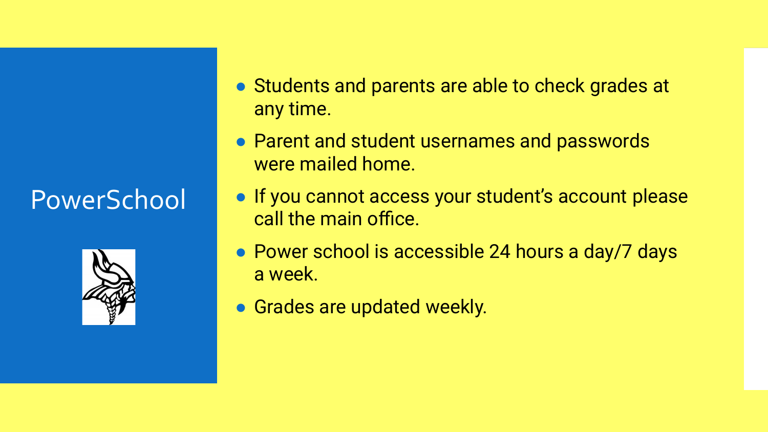# PowerSchool

- Students and parents are able to check grades at any time.
- Parent and student usernames and passwords were mailed home.
- If you cannot access your student's account please call the main office.
- Power school is accessible 24 hours a day/7 days a week.
- Grades are updated weekly.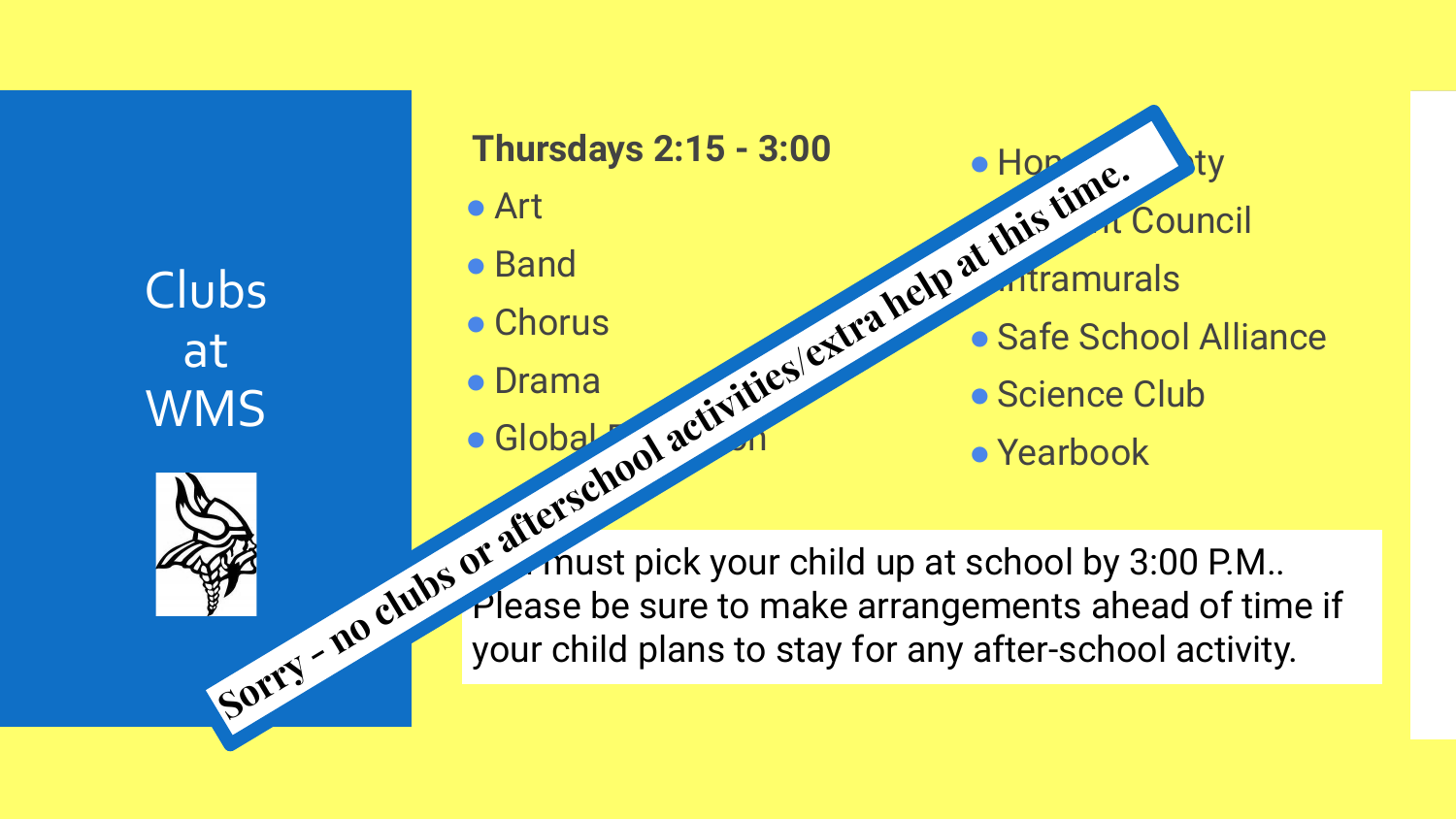# Clubs at WMS

**Thursdays 2:15 - 3:00**

- Art
- Band
- Chorus
- Drama
- Global Ed[...]on
- Hon[...]ty
- [...]t Council
- [...]ntramurals
- Safe School Alliance
- Science Club
- Yearbook

[...] must pick your child up at school by 3:00 P.M.. Please be sure to make arrangements ahead of time if your child plans to stay for any after-school activity.

**Sorry - no clubs or afterschool activities/extra help at this time.**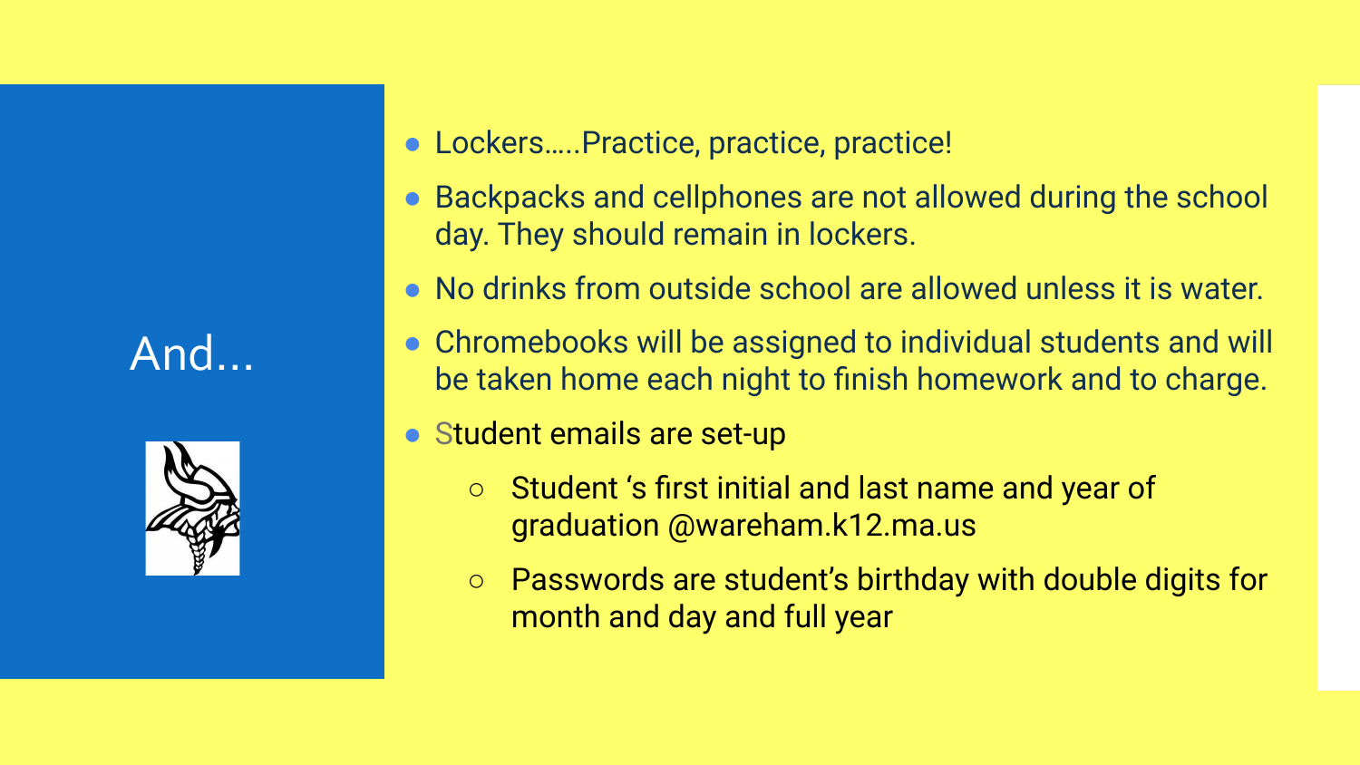# And...

- Lockers…..Practice, practice, practice!
- Backpacks and cellphones are not allowed during the school day. They should remain in lockers.
- No drinks from outside school are allowed unless it is water.
- Chromebooks will be assigned to individual students and will be taken home each night to finish homework and to charge.
- Student emails are set-up
  - Student ‘s first initial and last name and year of graduation @wareham.k12.ma.us
  - Passwords are student’s birthday with double digits for month and day and full year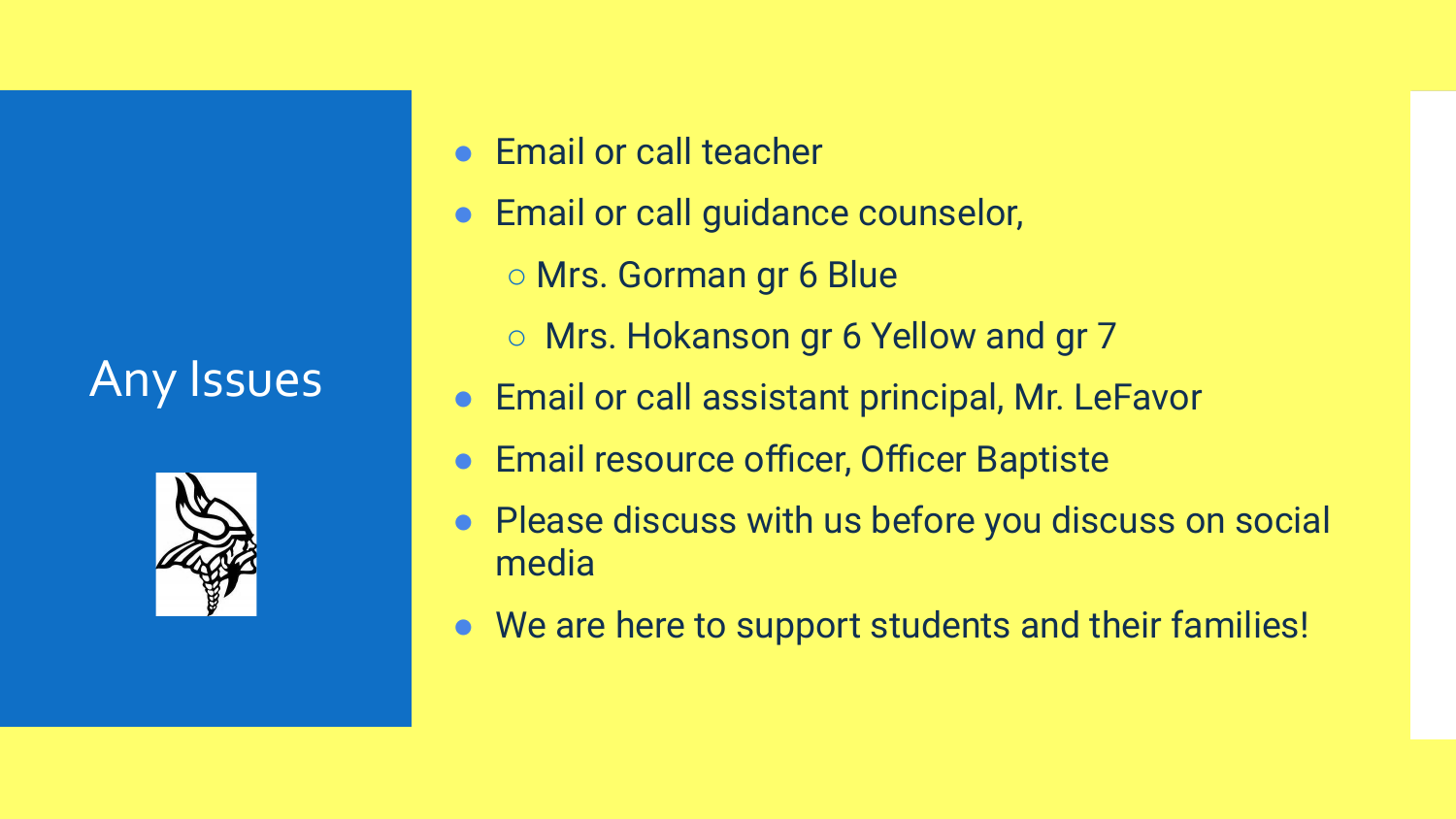# Any Issues

- Email or call teacher
- Email or call guidance counselor,
  - Mrs. Gorman gr 6 Blue
  - Mrs. Hokanson gr 6 Yellow and gr 7
- Email or call assistant principal, Mr. LeFavor
- Email resource officer, Officer Baptiste
- Please discuss with us before you discuss on social media
- We are here to support students and their families!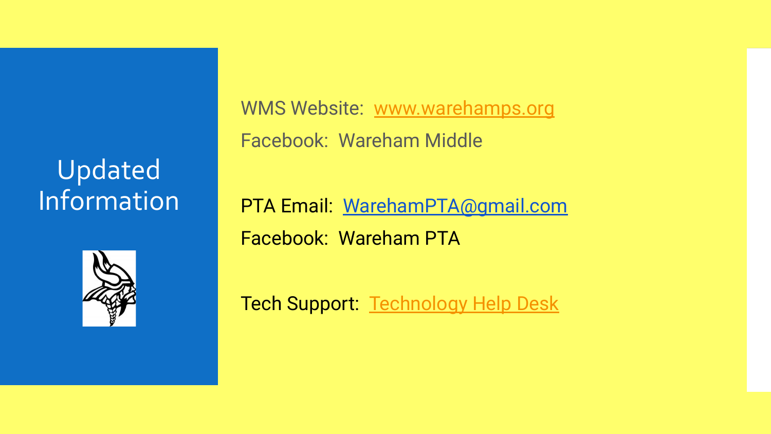# Updated Information

WMS Website: [www.warehamps.org](www.warehamps.org)

Facebook: Wareham Middle

PTA Email: WarehamPTA@gmail.com

Facebook: Wareham PTA

Tech Support: Technology Help Desk